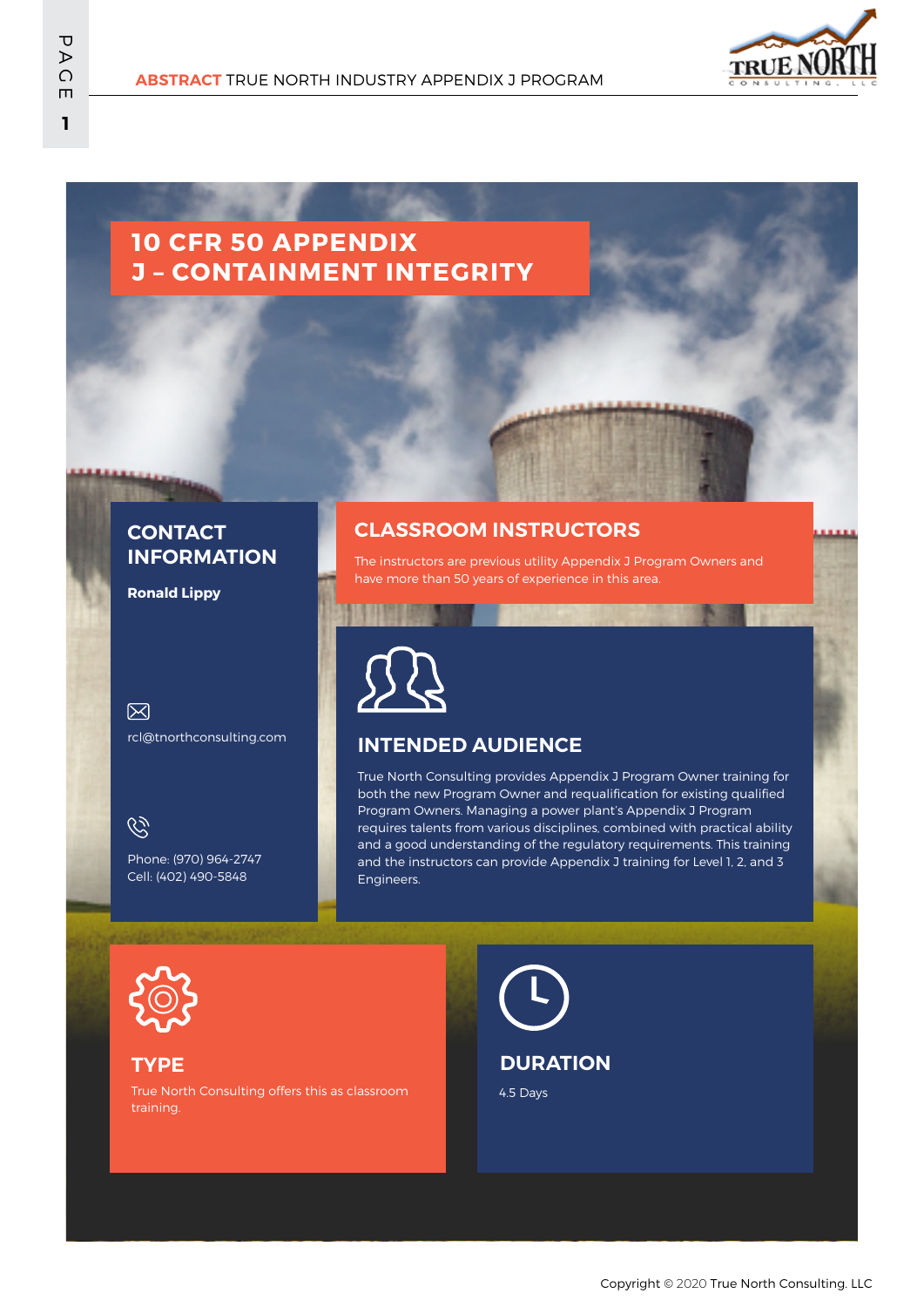**ABSTRACT** TRUE NORTH INDUSTRY APPENDIX J PROGRAM

# 10 CFR 50 APPENDIX J – CONTAINMENT INTEGRITY

## CONTACT INFORMATION

**Ronald Lippy**

rcl@tnorthconsulting.com

Phone: (970) 964-2747
Cell: (402) 490-5848

## CLASSROOM INSTRUCTORS

The instructors are previous utility Appendix J Program Owners and have more than 50 years of experience in this area.

## INTENDED AUDIENCE

True North Consulting provides Appendix J Program Owner training for both the new Program Owner and requalification for existing qualified Program Owners. Managing a power plant's Appendix J Program requires talents from various disciplines, combined with practical ability and a good understanding of the regulatory requirements. This training and the instructors can provide Appendix J training for Level 1, 2, and 3 Engineers.

## TYPE

True North Consulting offers this as classroom training.

## DURATION

4.5 Days

Copyright © 2020 True North Consulting. LLC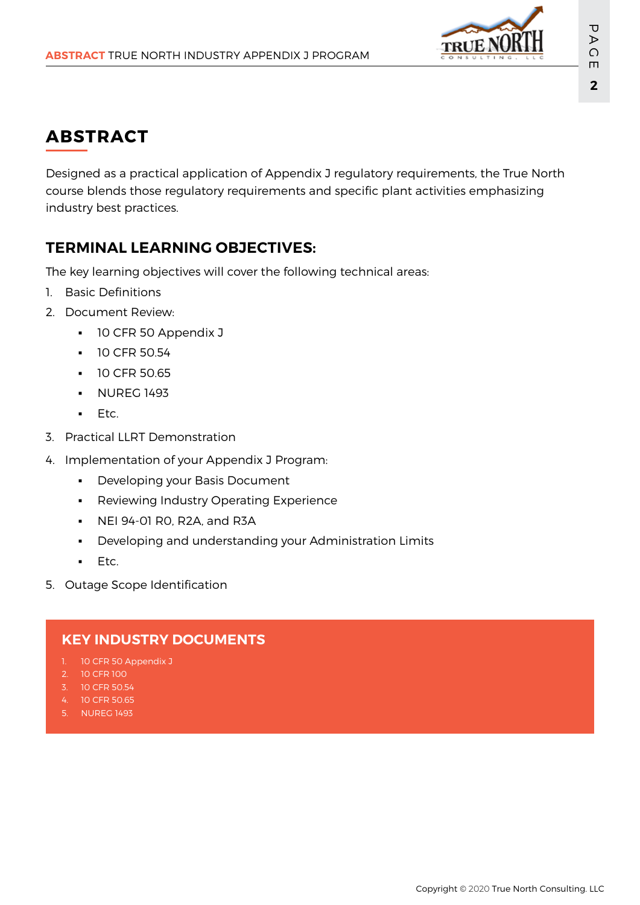# ABSTRACT

Designed as a practical application of Appendix J regulatory requirements, the True North course blends those regulatory requirements and specific plant activities emphasizing industry best practices.

## TERMINAL LEARNING OBJECTIVES:

The key learning objectives will cover the following technical areas:

1. Basic Definitions
2. Document Review:
   - 10 CFR 50 Appendix J
   - 10 CFR 50.54
   - 10 CFR 50.65
   - NUREG 1493
   - Etc.
3. Practical LLRT Demonstration
4. Implementation of your Appendix J Program:
   - Developing your Basis Document
   - Reviewing Industry Operating Experience
   - NEI 94-01 R0, R2A, and R3A
   - Developing and understanding your Administration Limits
   - Etc.
5. Outage Scope Identification

## KEY INDUSTRY DOCUMENTS

1. 10 CFR 50 Appendix J
2. 10 CFR 100
3. 10 CFR 50.54
4. 10 CFR 50.65
5. NUREG 1493

Copyright © 2020 True North Consulting. LLC